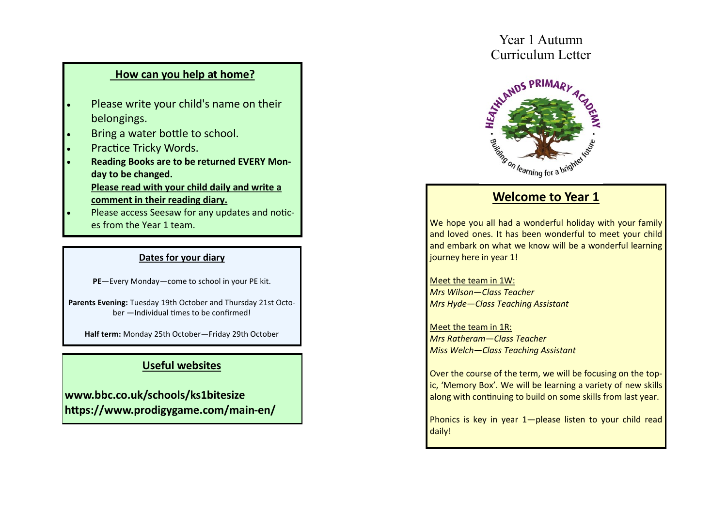# Year 1 Autumn Curriculum Letter

HEATHLANDS PRIMARY ACADEMY

Building on learning for a brighter future

## Welcome to Year 1

We hope you all had a wonderful holiday with your family and loved ones. It has been wonderful to meet your child and embark on what we know will be a wonderful learning journey here in year 1!

Meet the team in 1W:
*Mrs Wilson—Class Teacher*
*Mrs Hyde—Class Teaching Assistant*

Meet the team in 1R:
*Mrs Ratheram—Class Teacher*
*Miss Welch—Class Teaching Assistant*

Over the course of the term, we will be focusing on the topic, 'Memory Box'. We will be learning a variety of new skills along with continuing to build on some skills from last year.

Phonics is key in year 1—please listen to your child read daily!

## How can you help at home?

- Please write your child's name on their belongings.
- Bring a water bottle to school.
- Practice Tricky Words.
- **Reading Books are to be returned EVERY Monday to be changed.**
  **Please read with your child daily and write a comment in their reading diary.**
- Please access Seesaw for any updates and notices from the Year 1 team.

## Dates for your diary

**PE**—Every Monday—come to school in your PE kit.

**Parents Evening:** Tuesday 19th October and Thursday 21st October —Individual times to be confirmed!

**Half term:** Monday 25th October—Friday 29th October

## Useful websites

**www.bbc.co.uk/schools/ks1bitesize**
**https://www.prodigygame.com/main-en/**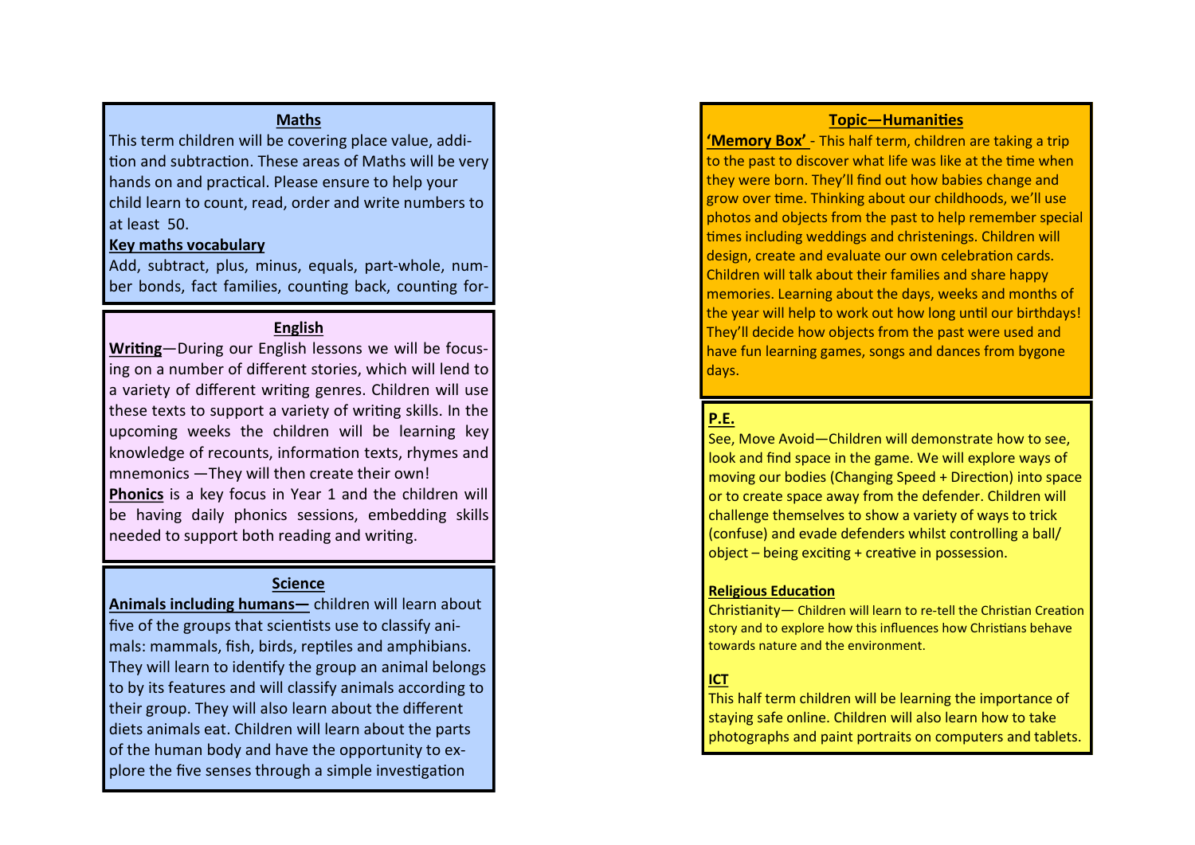## Maths

This term children will be covering place value, addition and subtraction. These areas of Maths will be very hands on and practical. Please ensure to help your child learn to count, read, order and write numbers to at least 50.

**Key maths vocabulary**

Add, subtract, plus, minus, equals, part-whole, number bonds, fact families, counting back, counting for-

## English

**Writing**—During our English lessons we will be focusing on a number of different stories, which will lend to a variety of different writing genres. Children will use these texts to support a variety of writing skills. In the upcoming weeks the children will be learning key knowledge of recounts, information texts, rhymes and mnemonics —They will then create their own!

**Phonics** is a key focus in Year 1 and the children will be having daily phonics sessions, embedding skills needed to support both reading and writing.

## Science

**Animals including humans—** children will learn about five of the groups that scientists use to classify animals: mammals, fish, birds, reptiles and amphibians. They will learn to identify the group an animal belongs to by its features and will classify animals according to their group. They will also learn about the different diets animals eat. Children will learn about the parts of the human body and have the opportunity to explore the five senses through a simple investigation

## Topic—Humanities

**'Memory Box'** - This half term, children are taking a trip to the past to discover what life was like at the time when they were born. They'll find out how babies change and grow over time. Thinking about our childhoods, we'll use photos and objects from the past to help remember special times including weddings and christenings. Children will design, create and evaluate our own celebration cards. Children will talk about their families and share happy memories. Learning about the days, weeks and months of the year will help to work out how long until our birthdays! They'll decide how objects from the past were used and have fun learning games, songs and dances from bygone days.

## P.E.

See, Move Avoid—Children will demonstrate how to see, look and find space in the game. We will explore ways of moving our bodies (Changing Speed + Direction) into space or to create space away from the defender. Children will challenge themselves to show a variety of ways to trick (confuse) and evade defenders whilst controlling a ball/ object – being exciting + creative in possession.

## Religious Education

Christianity— Children will learn to re-tell the Christian Creation story and to explore how this influences how Christians behave towards nature and the environment.

## ICT

This half term children will be learning the importance of staying safe online. Children will also learn how to take photographs and paint portraits on computers and tablets.